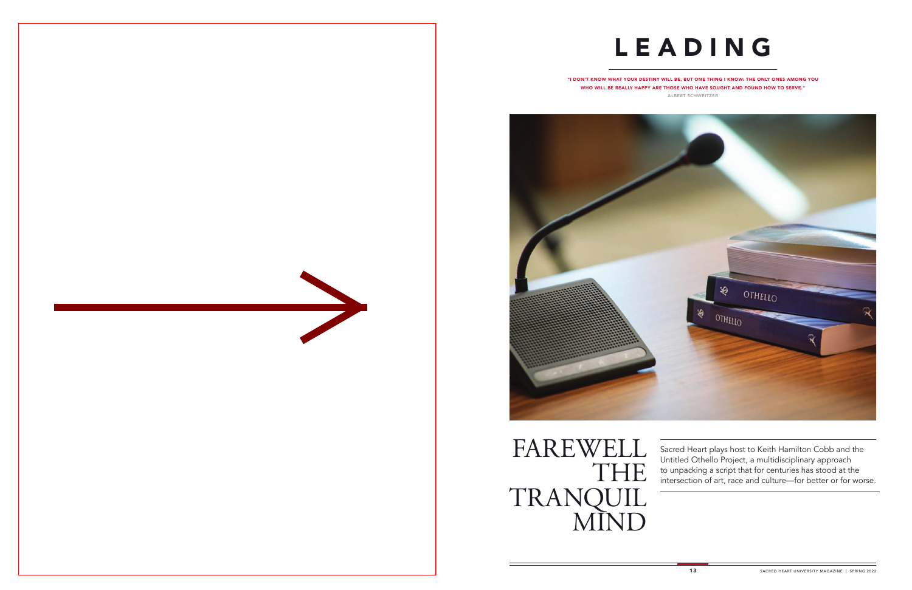# LEADING

"I DON'T KNOW WHAT YOUR DESTINY WILL BE, BUT ONE THING I KNOW: THE ONLY ONES AMONG YOU WHO WILL BE REALLY HAPPY ARE THOSE WHO HAVE SOUGHT AND FOUND HOW TO SERVE."

ALBERT SCHWEITZER

## FAREWELL THE TRANQUIL MIND

Sacred Heart plays host to Keith Hamilton Cobb and the Untitled Othello Project, a multidisciplinary approach to unpacking a script that for centuries has stood at the intersection of art, race and culture—for better or for worse.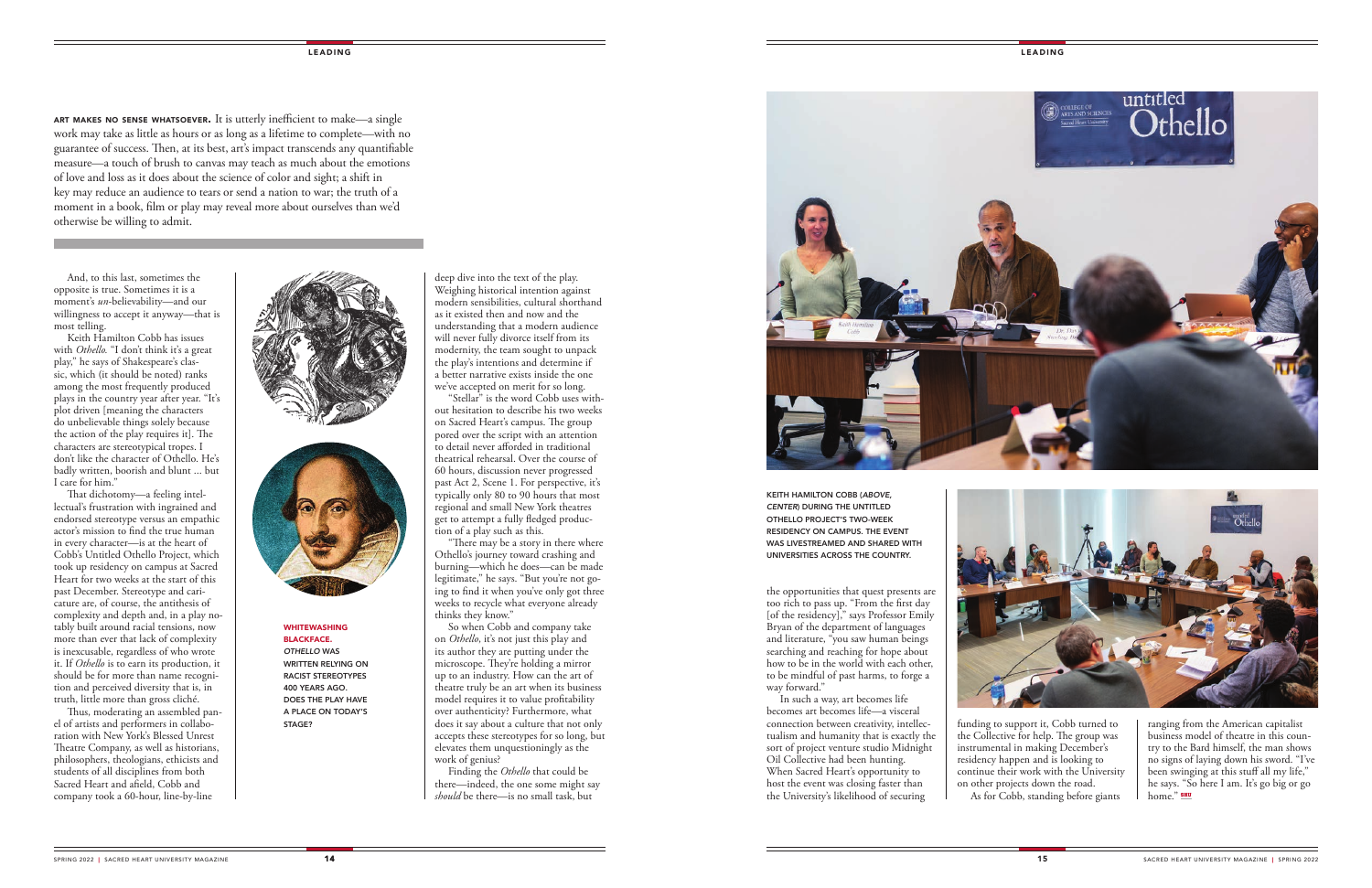**ART MAKES NO SENSE WHATSOEVER.** It is utterly inefficient to make—a single work may take as little as hours or as long as a lifetime to complete—with no guarantee of success. Then, at its best, art's impact transcends any quantifiable measure—a touch of brush to canvas may teach as much about the emotions of love and loss as it does about the science of color and sight; a shift in key may reduce an audience to tears or send a nation to war; the truth of a moment in a book, film or play may reveal more about ourselves than we'd otherwise be willing to admit.

And, to this last, sometimes the opposite is true. Sometimes it is a moment's *un*-believability—and our willingness to accept it anyway—that is most telling.

Keith Hamilton Cobb has issues with *Othello.* "I don't think it's a great play," he says of Shakespeare's classic, which (it should be noted) ranks among the most frequently produced plays in the country year after year. "It's plot driven [meaning the characters do unbelievable things solely because the action of the play requires it]. The characters are stereotypical tropes. I don't like the character of Othello. He's badly written, boorish and blunt ... but I care for him."

That dichotomy—a feeling intellectual's frustration with ingrained and endorsed stereotype versus an empathic actor's mission to find the true human in every character—is at the heart of Cobb's Untitled Othello Project, which took up residency on campus at Sacred Heart for two weeks at the start of this past December. Stereotype and caricature are, of course, the antithesis of complexity and depth and, in a play notably built around racial tensions, now more than ever that lack of complexity is inexcusable, regardless of who wrote it. If *Othello* is to earn its production, it should be for more than name recognition and perceived diversity that is, in truth, little more than gross cliché.

Thus, moderating an assembled panel of artists and performers in collaboration with New York's Blessed Unrest Theatre Company, as well as historians, philosophers, theologians, ethicists and students of all disciplines from both Sacred Heart and afield, Cobb and company took a 60-hour, line-by-line deep dive into the text of the play. Weighing historical intention against modern sensibilities, cultural shorthand as it existed then and now and the understanding that a modern audience will never fully divorce itself from its modernity, the team sought to unpack the play's intentions and determine if a better narrative exists inside the one we've accepted on merit for so long.

**WHITEWASHING BLACKFACE.** *OTHELLO* WAS WRITTEN RELYING ON RACIST STEREOTYPES 400 YEARS AGO. DOES THE PLAY HAVE A PLACE ON TODAY'S STAGE?

"Stellar" is the word Cobb uses without hesitation to describe his two weeks on Sacred Heart's campus. The group pored over the script with an attention to detail never afforded in traditional theatrical rehearsal. Over the course of 60 hours, discussion never progressed past Act 2, Scene 1. For perspective, it's typically only 80 to 90 hours that most regional and small New York theatres get to attempt a fully fledged production of a play such as this.

"There may be a story in there where Othello's journey toward crashing and burning—which he does—can be made legitimate," he says. "But you're not going to find it when you've only got three weeks to recycle what everyone already thinks they know."

So when Cobb and company take on *Othello*, it's not just this play and its author they are putting under the microscope. They're holding a mirror up to an industry. How can the art of theatre truly be an art when its business model requires it to value profitability over authenticity? Furthermore, what does it say about a culture that not only accepts these stereotypes for so long, but elevates them unquestioningly as the work of genius?

Finding the *Othello* that could be there—indeed, the one some might say *should* be there—is no small task, but the opportunities that quest presents are too rich to pass up. "From the first day [of the residency]," says Professor Emily Bryan of the department of languages and literature, "you saw human beings searching and reaching for hope about how to be in the world with each other, to be mindful of past harms, to forge a way forward."

In such a way, art becomes life becomes art becomes life—a visceral connection between creativity, intellectualism and humanity that is exactly the sort of project venture studio Midnight Oil Collective had been hunting. When Sacred Heart's opportunity to host the event was closing faster than the University's likelihood of securing funding to support it, Cobb turned to the Collective for help. The group was instrumental in making December's residency happen and is looking to continue their work with the University on other projects down the road.

As for Cobb, standing before giants ranging from the American capitalist business model of theatre in this country to the Bard himself, the man shows no signs of laying down his sword. "I've been swinging at this stuff all my life," he says. "So here I am. It's go big or go home."

KEITH HAMILTON COBB (*ABOVE, CENTER*) DURING THE UNTITLED OTHELLO PROJECT'S TWO-WEEK RESIDENCY ON CAMPUS. THE EVENT WAS LIVESTREAMED AND SHARED WITH UNIVERSITIES ACROSS THE COUNTRY.